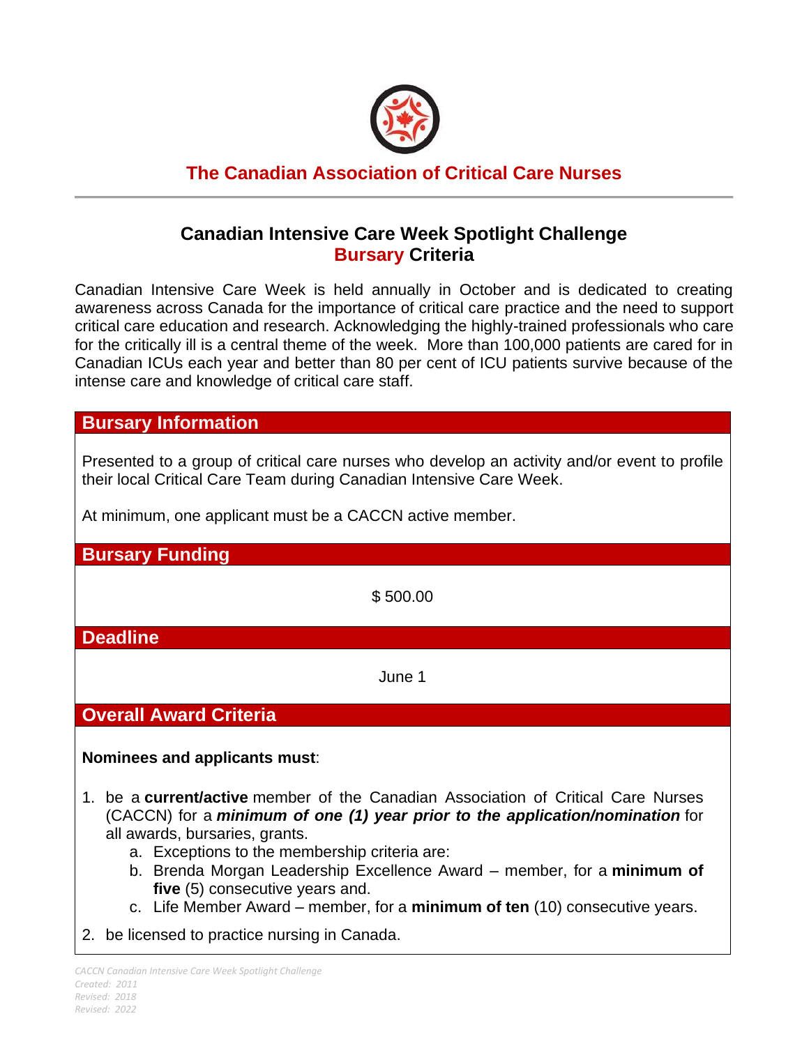# The Canadian Association of Critical Care Nurses

## Canadian Intensive Care Week Spotlight Challenge
## Bursary Criteria

Canadian Intensive Care Week is held annually in October and is dedicated to creating awareness across Canada for the importance of critical care practice and the need to support critical care education and research. Acknowledging the highly-trained professionals who care for the critically ill is a central theme of the week. More than 100,000 patients are cared for in Canadian ICUs each year and better than 80 per cent of ICU patients survive because of the intense care and knowledge of critical care staff.

### Bursary Information

Presented to a group of critical care nurses who develop an activity and/or event to profile their local Critical Care Team during Canadian Intensive Care Week.

At minimum, one applicant must be a CACCN active member.

### Bursary Funding

$ 500.00

### Deadline

June 1

### Overall Award Criteria

**Nominees and applicants must**:

1. be a **current/active** member of the Canadian Association of Critical Care Nurses (CACCN) for a ***minimum of one (1) year prior to the application/nomination*** for all awards, bursaries, grants.
   a. Exceptions to the membership criteria are:
   b. Brenda Morgan Leadership Excellence Award – member, for a **minimum of five** (5) consecutive years and.
   c. Life Member Award – member, for a **minimum of ten** (10) consecutive years.
2. be licensed to practice nursing in Canada.

*CACCN Canadian Intensive Care Week Spotlight Challenge*
*Created: 2011*
*Revised: 2018*
*Revised: 2022*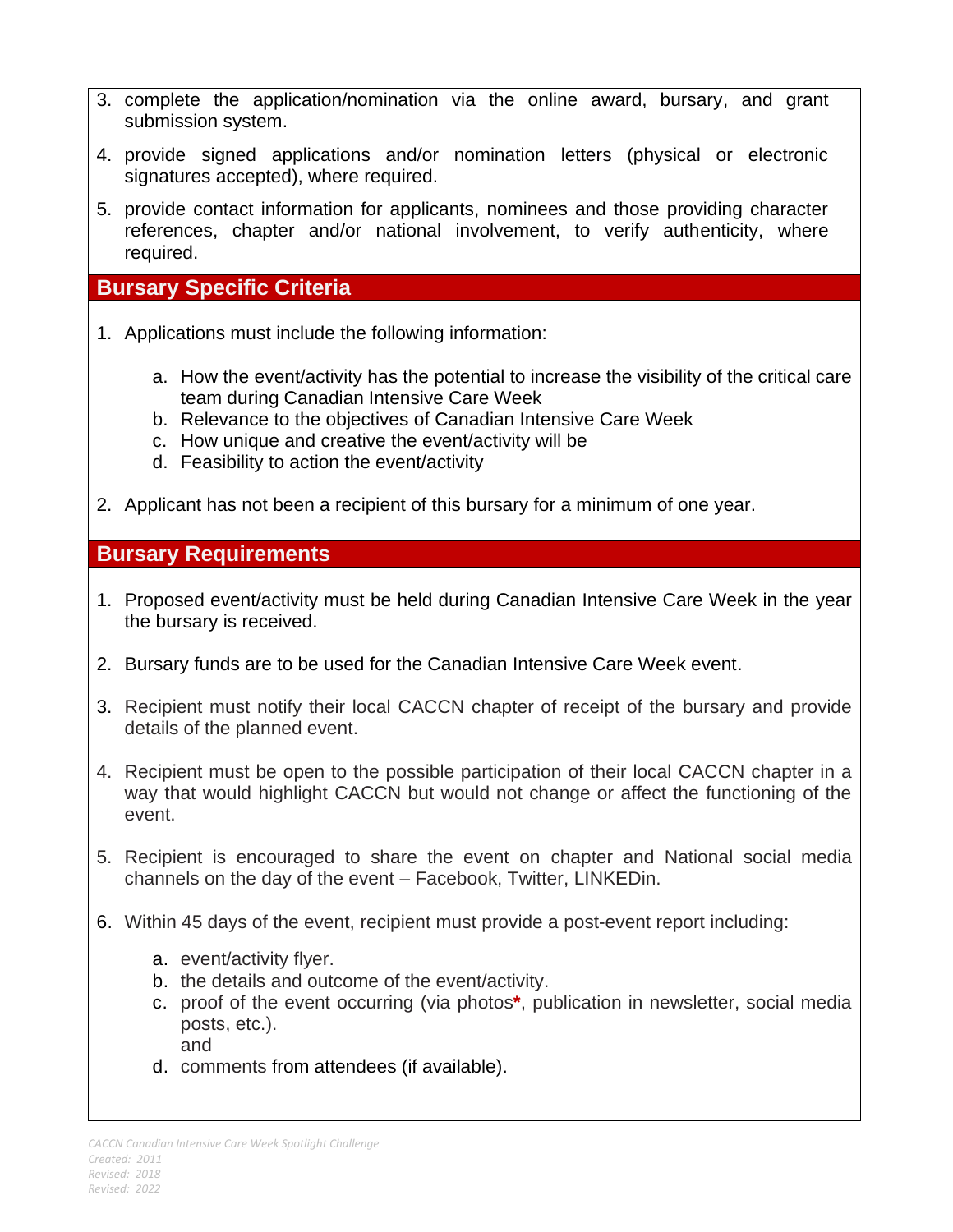3. complete the application/nomination via the online award, bursary, and grant submission system.
4. provide signed applications and/or nomination letters (physical or electronic signatures accepted), where required.
5. provide contact information for applicants, nominees and those providing character references, chapter and/or national involvement, to verify authenticity, where required.

## Bursary Specific Criteria

1. Applications must include the following information:

   a. How the event/activity has the potential to increase the visibility of the critical care team during Canadian Intensive Care Week
   b. Relevance to the objectives of Canadian Intensive Care Week
   c. How unique and creative the event/activity will be
   d. Feasibility to action the event/activity

2. Applicant has not been a recipient of this bursary for a minimum of one year.

## Bursary Requirements

1. Proposed event/activity must be held during Canadian Intensive Care Week in the year the bursary is received.

2. Bursary funds are to be used for the Canadian Intensive Care Week event.

3. Recipient must notify their local CACCN chapter of receipt of the bursary and provide details of the planned event.

4. Recipient must be open to the possible participation of their local CACCN chapter in a way that would highlight CACCN but would not change or affect the functioning of the event.

5. Recipient is encouraged to share the event on chapter and National social media channels on the day of the event – Facebook, Twitter, LINKEDin.

6. Within 45 days of the event, recipient must provide a post-event report including:

   a. event/activity flyer.
   b. the details and outcome of the event/activity.
   c. proof of the event occurring (via photos*, publication in newsletter, social media posts, etc.).
      and
   d. comments from attendees (if available).

*CACCN Canadian Intensive Care Week Spotlight Challenge*
*Created: 2011*
*Revised: 2018*
*Revised: 2022*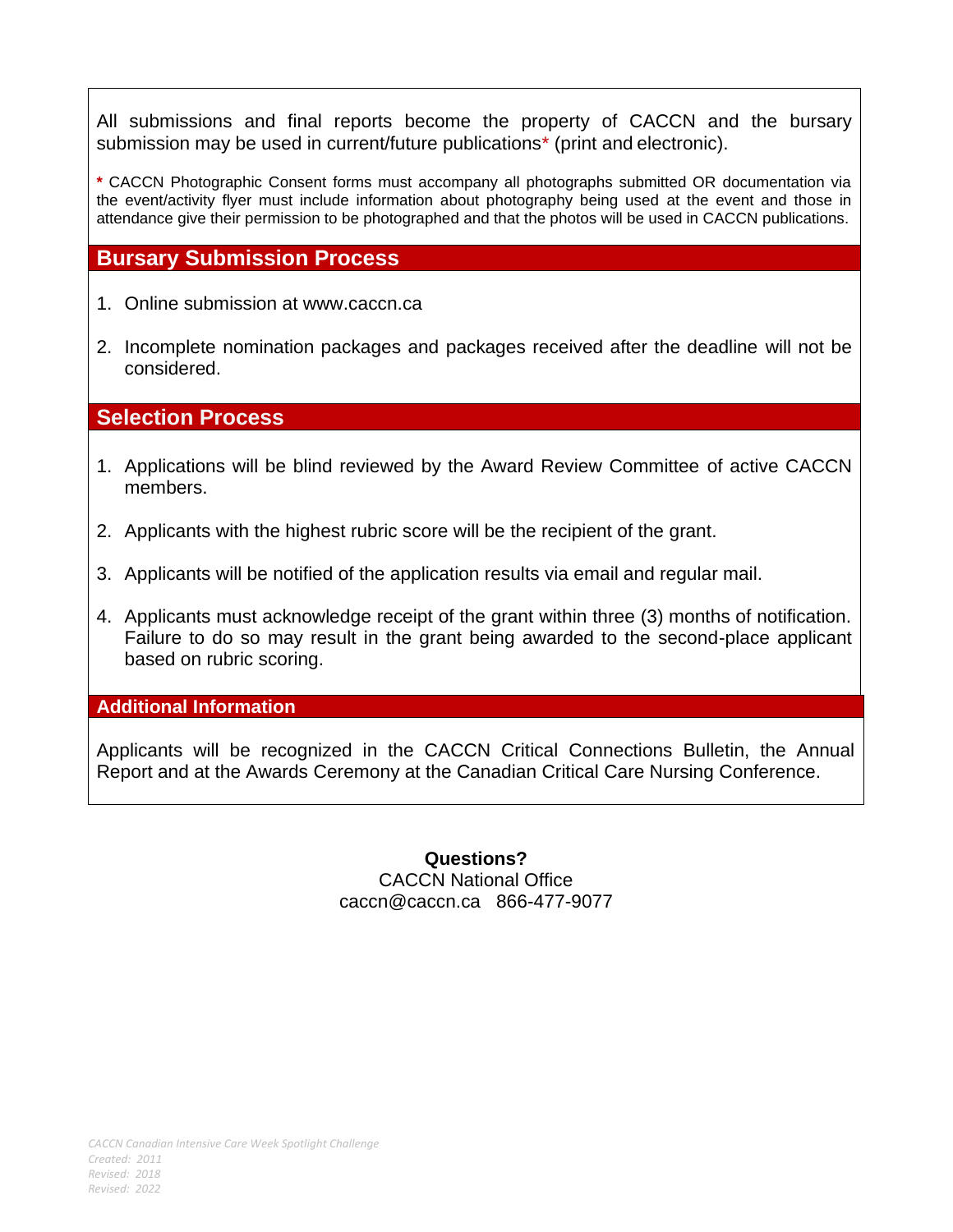All submissions and final reports become the property of CACCN and the bursary submission may be used in current/future publications* (print and electronic).

* CACCN Photographic Consent forms must accompany all photographs submitted OR documentation via the event/activity flyer must include information about photography being used at the event and those in attendance give their permission to be photographed and that the photos will be used in CACCN publications.

## Bursary Submission Process

1. Online submission at www.caccn.ca
2. Incomplete nomination packages and packages received after the deadline will not be considered.

## Selection Process

1. Applications will be blind reviewed by the Award Review Committee of active CACCN members.
2. Applicants with the highest rubric score will be the recipient of the grant.
3. Applicants will be notified of the application results via email and regular mail.
4. Applicants must acknowledge receipt of the grant within three (3) months of notification. Failure to do so may result in the grant being awarded to the second-place applicant based on rubric scoring.

## Additional Information

Applicants will be recognized in the CACCN Critical Connections Bulletin, the Annual Report and at the Awards Ceremony at the Canadian Critical Care Nursing Conference.

**Questions?**
CACCN National Office
caccn@caccn.ca 866-477-9077

*CACCN Canadian Intensive Care Week Spotlight Challenge*
*Created: 2011*
*Revised: 2018*
*Revised: 2022*